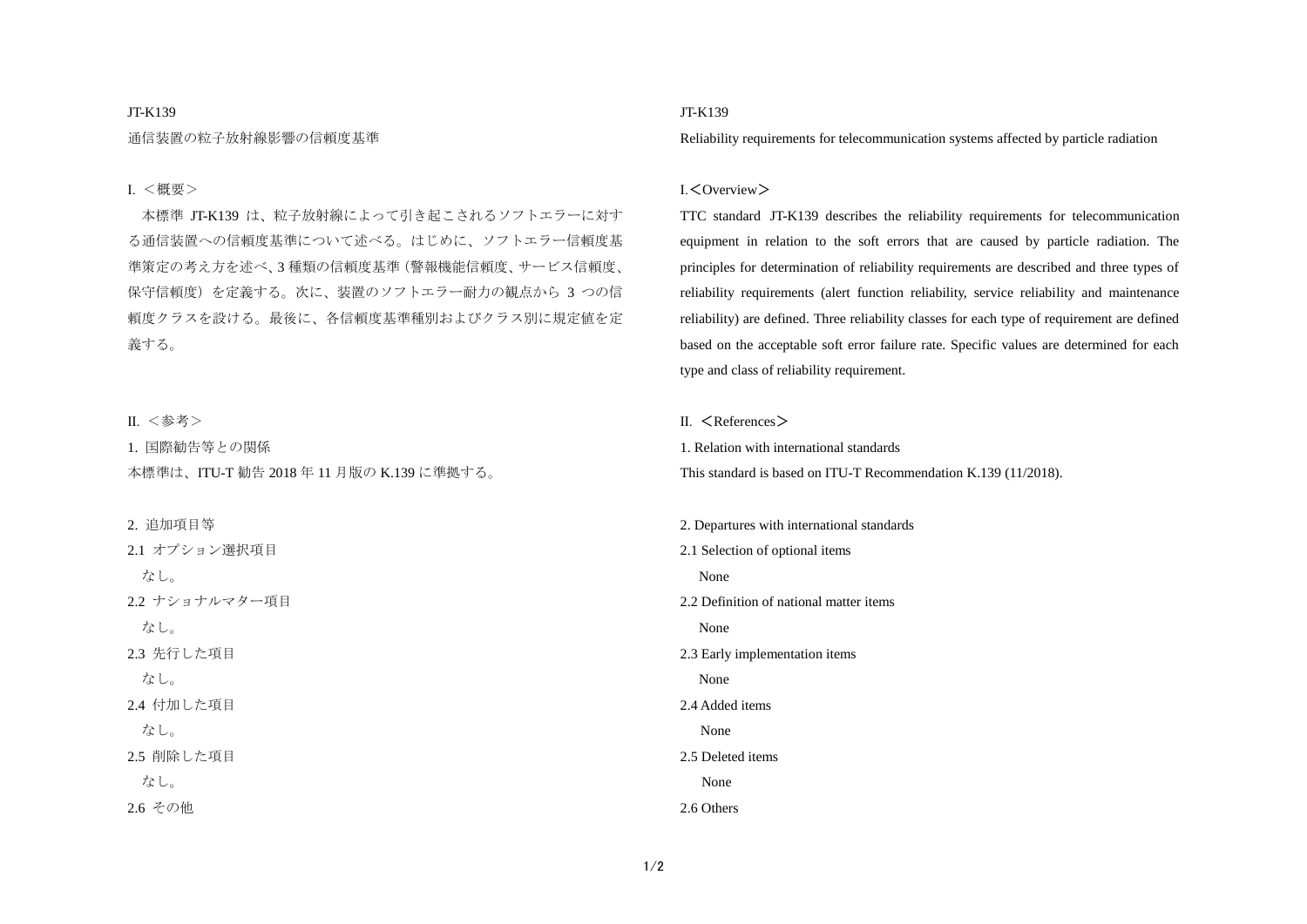JT-K139

通信装置の粒子放射線影響の信頼度基準

I. ＜概要＞

本標準 JT-K139 は、粒子放射線によって引き起こされるソフトエラーに対する通信装置への信頼度基準について述べる。はじめに、ソフトエラー信頼度基準策定の考え方を述べ、3 種類の信頼度基準（警報機能信頼度、サービス信頼度、保守信頼度）を定義する。次に、装置のソフトエラー耐力の観点から 3 つの信頼度クラスを設ける。最後に、各信頼度基準種別およびクラス別に規定値を定義する。

II. ＜参考＞

1. 国際勧告等との関係

本標準は、ITU-T 勧告 2018 年 11 月版の K.139 に準拠する。

2. 追加項目等

2.1 オプション選択項目

なし。

2.2 ナショナルマター項目

なし。

2.3 先行した項目

なし。

2.4 付加した項目

なし。

2.5 削除した項目

なし。

2.6 その他

JT-K139

Reliability requirements for telecommunication systems affected by particle radiation

I.＜Overview＞

TTC standard JT-K139 describes the reliability requirements for telecommunication equipment in relation to the soft errors that are caused by particle radiation. The principles for determination of reliability requirements are described and three types of reliability requirements (alert function reliability, service reliability and maintenance reliability) are defined. Three reliability classes for each type of requirement are defined based on the acceptable soft error failure rate. Specific values are determined for each type and class of reliability requirement.

II. ＜References＞

1. Relation with international standards

This standard is based on ITU-T Recommendation K.139 (11/2018).

2. Departures with international standards

2.1 Selection of optional items

None

2.2 Definition of national matter items

None

2.3 Early implementation items

None

2.4 Added items

None

2.5 Deleted items

None

2.6 Others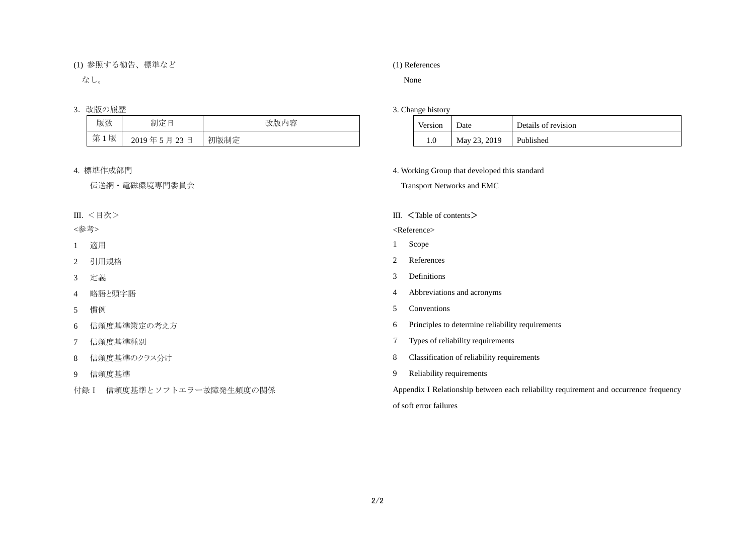(1) 参照する勧告、標準など

なし。

3. 改版の履歴

| 版数 | 制定日 | 改版内容 |
|---|---|---|
| 第 1 版 | 2019 年 5 月 23 日 | 初版制定 |

4. 標準作成部門

伝送網・電磁環境専門委員会

III. ＜目次＞

<参考>

1 適用

2 引用規格

3 定義

4 略語と頭字語

5 慣例

6 信頼度基準策定の考え方

7 信頼度基準種別

8 信頼度基準のクラス分け

9 信頼度基準

付録 I 信頼度基準とソフトエラー故障発生頻度の関係

(1) References

None

3. Change history

| Version | Date | Details of revision |
|---|---|---|
| 1.0 | May 23, 2019 | Published |

4. Working Group that developed this standard

Transport Networks and EMC

III. ＜Table of contents＞

<Reference>

1 Scope

2 References

3 Definitions

4 Abbreviations and acronyms

5 Conventions

6 Principles to determine reliability requirements

7 Types of reliability requirements

8 Classification of reliability requirements

9 Reliability requirements

Appendix I Relationship between each reliability requirement and occurrence frequency of soft error failures